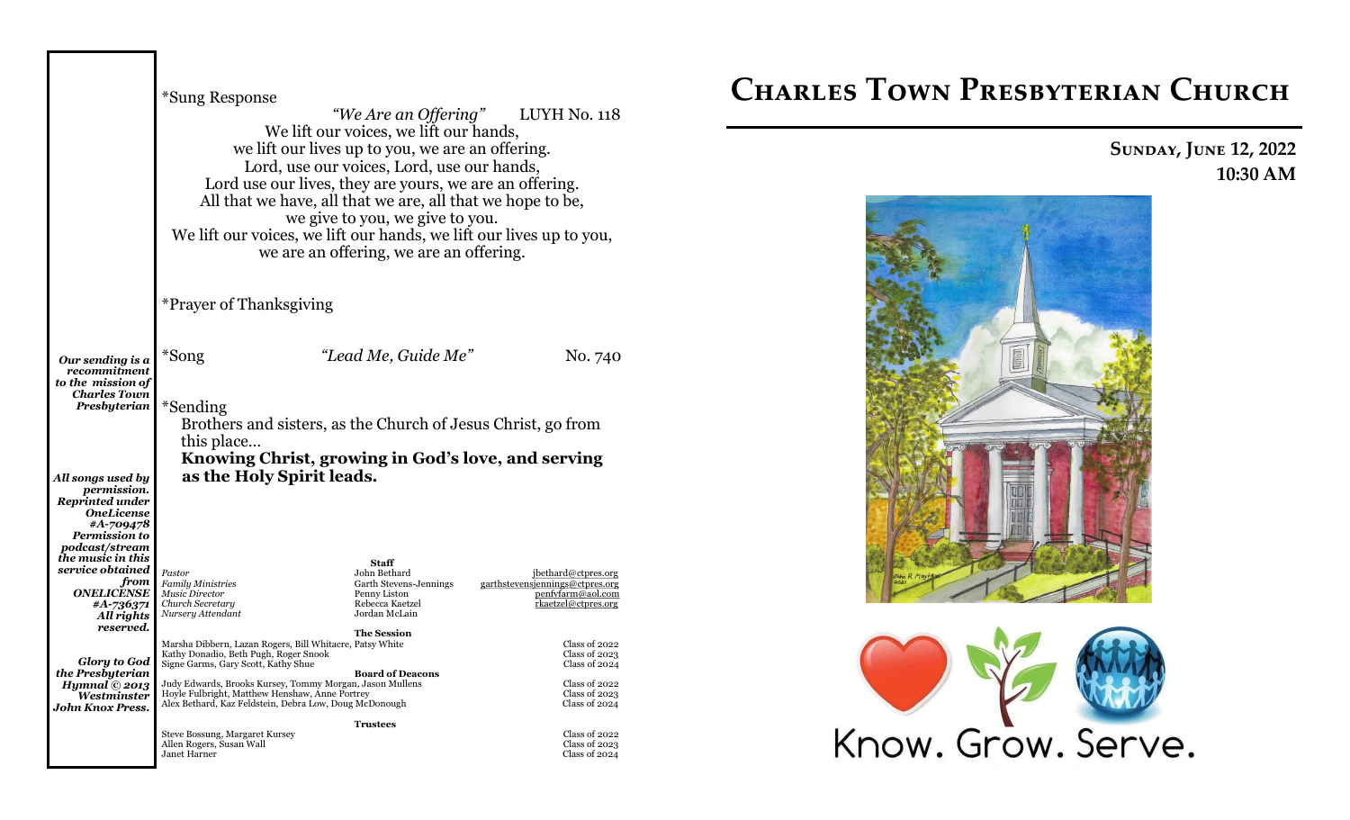*Sung Response

*"We Are an Offering"* LUYH No. 118

We lift our voices, we lift our hands,
we lift our lives up to you, we are an offering.
Lord, use our voices, Lord, use our hands,
Lord use our lives, they are yours, we are an offering.
All that we have, all that we are, all that we hope to be,
we give to you, we give to you.
We lift our voices, we lift our hands, we lift our lives up to you,
we are an offering, we are an offering.

*Prayer of Thanksgiving

*Song *"Lead Me, Guide Me"* No. 740

*Our sending is a recommitment to the mission of Charles Town Presbyterian*

*Sending

Brothers and sisters, as the Church of Jesus Christ, go from this place…

**Knowing Christ, growing in God's love, and serving as the Holy Spirit leads.**

*All songs used by permission. Reprinted under OneLicense #A-709478 Permission to podcast/stream the music in this service obtained from ONELICENSE #A-736371 All rights reserved.*

*Glory to God the Presbyterian Hymnal © 2013 Westminster John Knox Press.*

**Staff**

| | | |
|---|---|---|
| *Pastor* | John Bethard | jbethard@ctpres.org |
| *Family Ministries* | Garth Stevens-Jennings | garthstevensjennings@ctpres.org |
| *Music Director* | Penny Liston | penfvfarm@aol.com |
| *Church Secretary* | Rebecca Kaetzel | rkaetzel@ctpres.org |
| *Nursery Attendant* | Jordan McLain | |

**The Session**

| | |
|---|---|
| Marsha Dibbern, Lazan Rogers, Bill Whitacre, Patsy White | Class of 2022 |
| Kathy Donadio, Beth Pugh, Roger Snook | Class of 2023 |
| Signe Garms, Gary Scott, Kathy Shue | Class of 2024 |

**Board of Deacons**

| | |
|---|---|
| Judy Edwards, Brooks Kursey, Tommy Morgan, Jason Mullens | Class of 2022 |
| Hoyle Fulbright, Matthew Henshaw, Anne Portrey | Class of 2023 |
| Alex Bethard, Kaz Feldstein, Debra Low, Doug McDonough | Class of 2024 |

**Trustees**

| | |
|---|---|
| Steve Bossung, Margaret Kursey | Class of 2022 |
| Allen Rogers, Susan Wall | Class of 2023 |
| Janet Harner | Class of 2024 |

# Charles Town Presbyterian Church

**Sunday, June 12, 2022**
**10:30 AM**

Know. Grow. Serve.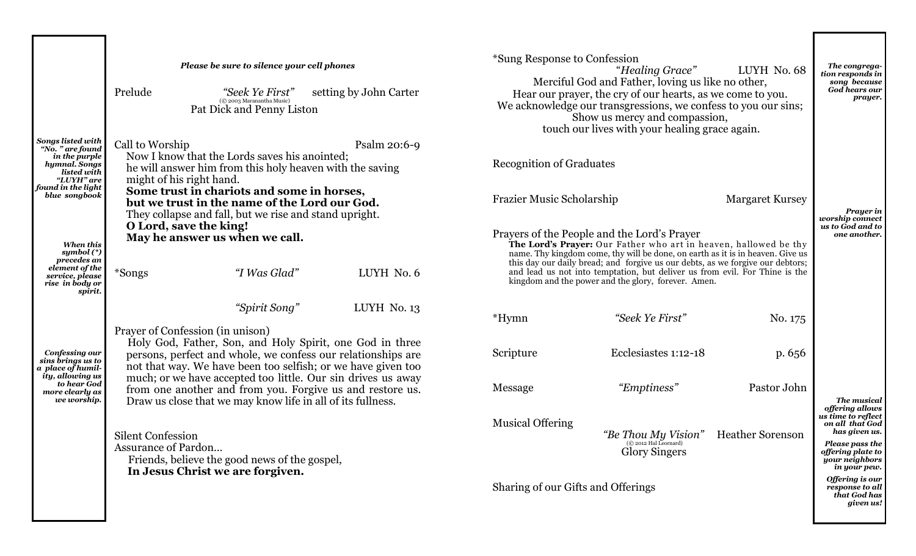*Please be sure to silence your cell phones*

*Songs listed with "No. " are found in the purple hymnal. Songs listed with "LUYH" are found in the light blue songbook*

*When this symbol (*) precedes an element of the service, please rise in body or spirit.*

*Confessing our sins brings us to a place of humility, allowing us to hear God more clearly as we worship.*

Prelude *"Seek Ye First"* (© 2003 Maranantha Music) setting by John Carter
Pat Dick and Penny Liston

Call to Worship Psalm 20:6-9

Now I know that the Lords saves his anointed;
he will answer him from this holy heaven with the saving might of his right hand.
**Some trust in chariots and some in horses,**
**but we trust in the name of the Lord our God.**
They collapse and fall, but we rise and stand upright.
**O Lord, save the king!**
**May he answer us when we call.**

*Songs *"I Was Glad"* LUYH No. 6

*"Spirit Song"* LUYH No. 13

Prayer of Confession (in unison)

Holy God, Father, Son, and Holy Spirit, one God in three persons, perfect and whole, we confess our relationships are not that way. We have been too selfish; or we have given too much; or we have accepted too little. Our sin drives us away from one another and from you. Forgive us and restore us. Draw us close that we may know life in all of its fullness.

Silent Confession
Assurance of Pardon…
Friends, believe the good news of the gospel,
**In Jesus Christ we are forgiven.**

*Sung Response to Confession
"*Healing Grace"* LUYH No. 68
Merciful God and Father, loving us like no other,
Hear our prayer, the cry of our hearts, as we come to you.
We acknowledge our transgressions, we confess to you our sins;
Show us mercy and compassion,
touch our lives with your healing grace again.

*The congregation responds in song because God hears our prayer.*

Recognition of Graduates

Frazier Music Scholarship Margaret Kursey

*Prayer in worship connect us to God and to one another.*

Prayers of the People and the Lord's Prayer

**The Lord's Prayer:** Our Father who art in heaven, hallowed be thy name. Thy kingdom come, thy will be done, on earth as it is in heaven. Give us this day our daily bread; and forgive us our debts, as we forgive our debtors; and lead us not into temptation, but deliver us from evil. For Thine is the kingdom and the power and the glory, forever. Amen.

*Hymn *"Seek Ye First"* No. 175

Scripture Ecclesiastes 1:12-18 p. 656

Message *"Emptiness"* Pastor John

Musical Offering
*"Be Thou My Vision"* (© 2012 Hal Leonard) Heather Sorenson
Glory Singers

Sharing of our Gifts and Offerings

*The musical offering allows us time to reflect on all that God has given us.*

*Please pass the offering plate to your neighbors in your pew.*

*Offering is our response to all that God has given us!*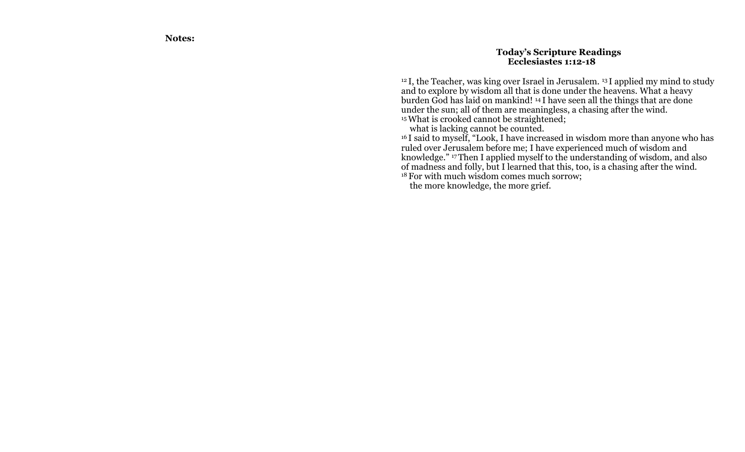**Notes:**

**Today's Scripture Readings**
**Ecclesiastes 1:12-18**

[12] I, the Teacher, was king over Israel in Jerusalem. [13] I applied my mind to study and to explore by wisdom all that is done under the heavens. What a heavy burden God has laid on mankind! [14] I have seen all the things that are done under the sun; all of them are meaningless, a chasing after the wind.
[15] What is crooked cannot be straightened;
what is lacking cannot be counted.
[16] I said to myself, "Look, I have increased in wisdom more than anyone who has ruled over Jerusalem before me; I have experienced much of wisdom and knowledge." [17] Then I applied myself to the understanding of wisdom, and also of madness and folly, but I learned that this, too, is a chasing after the wind.
[18] For with much wisdom comes much sorrow;
the more knowledge, the more grief.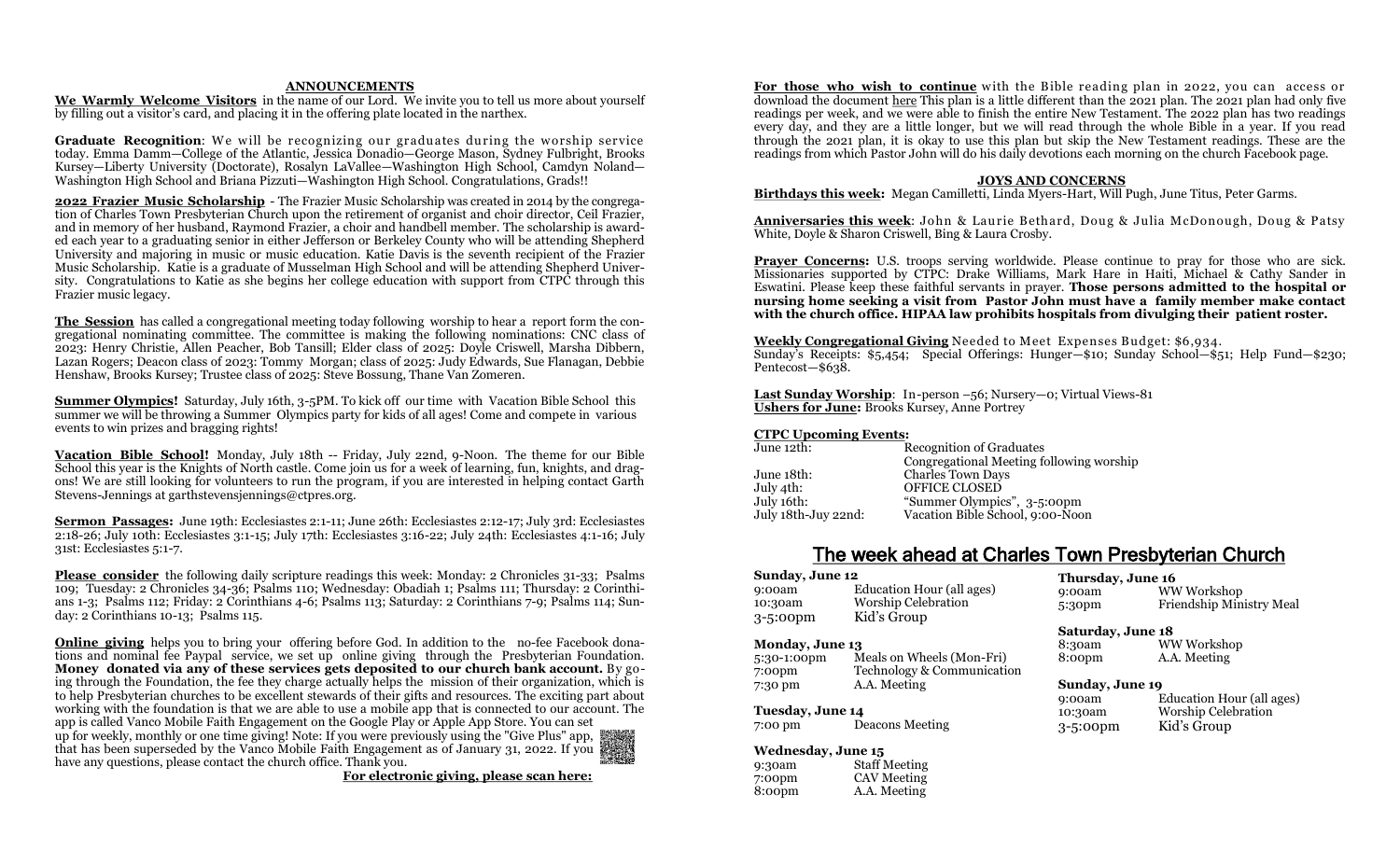## ANNOUNCEMENTS

**We Warmly Welcome Visitors** in the name of our Lord. We invite you to tell us more about yourself by filling out a visitor's card, and placing it in the offering plate located in the narthex.

**Graduate Recognition**: We will be recognizing our graduates during the worship service today. Emma Damm—College of the Atlantic, Jessica Donadio—George Mason, Sydney Fulbright, Brooks Kursey—Liberty University (Doctorate), Rosalyn LaVallee—Washington High School, Camdyn Noland—Washington High School and Briana Pizzuti—Washington High School. Congratulations, Grads!!

**2022 Frazier Music Scholarship** - The Frazier Music Scholarship was created in 2014 by the congregation of Charles Town Presbyterian Church upon the retirement of organist and choir director, Ceil Frazier, and in memory of her husband, Raymond Frazier, a choir and handbell member. The scholarship is awarded each year to a graduating senior in either Jefferson or Berkeley County who will be attending Shepherd University and majoring in music or music education. Katie Davis is the seventh recipient of the Frazier Music Scholarship. Katie is a graduate of Musselman High School and will be attending Shepherd University. Congratulations to Katie as she begins her college education with support from CTPC through this Frazier music legacy.

**The Session** has called a congregational meeting today following worship to hear a report form the congregational nominating committee. The committee is making the following nominations: CNC class of 2023: Henry Christie, Allen Peacher, Bob Tansill; Elder class of 2025: Doyle Criswell, Marsha Dibbern, Lazan Rogers; Deacon class of 2023: Tommy Morgan; class of 2025: Judy Edwards, Sue Flanagan, Debbie Henshaw, Brooks Kursey; Trustee class of 2025: Steve Bossung, Thane Van Zomeren.

**Summer Olympics!** Saturday, July 16th, 3-5PM. To kick off our time with Vacation Bible School this summer we will be throwing a Summer Olympics party for kids of all ages! Come and compete in various events to win prizes and bragging rights!

**Vacation Bible School!** Monday, July 18th -- Friday, July 22nd, 9-Noon. The theme for our Bible School this year is the Knights of North castle. Come join us for a week of learning, fun, knights, and dragons! We are still looking for volunteers to run the program, if you are interested in helping contact Garth Stevens-Jennings at garthstevensjennings@ctpres.org.

**Sermon Passages:** June 19th: Ecclesiastes 2:1-11; June 26th: Ecclesiastes 2:12-17; July 3rd: Ecclesiastes 2:18-26; July 10th: Ecclesiastes 3:1-15; July 17th: Ecclesiastes 3:16-22; July 24th: Ecclesiastes 4:1-16; July 31st: Ecclesiastes 5:1-7.

**Please consider** the following daily scripture readings this week: Monday: 2 Chronicles 31-33; Psalms 109; Tuesday: 2 Chronicles 34-36; Psalms 110; Wednesday: Obadiah 1; Psalms 111; Thursday: 2 Corinthians 1-3; Psalms 112; Friday: 2 Corinthians 4-6; Psalms 113; Saturday: 2 Corinthians 7-9; Psalms 114; Sunday: 2 Corinthians 10-13; Psalms 115.

**Online giving** helps you to bring your offering before God. In addition to the no-fee Facebook donations and nominal fee Paypal service, we set up online giving through the Presbyterian Foundation. **Money donated via any of these services gets deposited to our church bank account.** By going through the Foundation, the fee they charge actually helps the mission of their organization, which is to help Presbyterian churches to be excellent stewards of their gifts and resources. The exciting part about working with the foundation is that we are able to use a mobile app that is connected to our account. The app is called Vanco Mobile Faith Engagement on the Google Play or Apple App Store. You can set up for weekly, monthly or one time giving! Note: If you were previously using the "Give Plus" app, that has been superseded by the Vanco Mobile Faith Engagement as of January 31, 2022. If you have any questions, please contact the church office. Thank you.

**For electronic giving, please scan here:**

**For those who wish to continue** with the Bible reading plan in 2022, you can access or download the document here This plan is a little different than the 2021 plan. The 2021 plan had only five readings per week, and we were able to finish the entire New Testament. The 2022 plan has two readings every day, and they are a little longer, but we will read through the whole Bible in a year. If you read through the 2021 plan, it is okay to use this plan but skip the New Testament readings. These are the readings from which Pastor John will do his daily devotions each morning on the church Facebook page.

## JOYS AND CONCERNS

**Birthdays this week:** Megan Camilletti, Linda Myers-Hart, Will Pugh, June Titus, Peter Garms.

**Anniversaries this week**: John & Laurie Bethard, Doug & Julia McDonough, Doug & Patsy White, Doyle & Sharon Criswell, Bing & Laura Crosby.

**Prayer Concerns:** U.S. troops serving worldwide. Please continue to pray for those who are sick. Missionaries supported by CTPC: Drake Williams, Mark Hare in Haiti, Michael & Cathy Sander in Eswatini. Please keep these faithful servants in prayer. **Those persons admitted to the hospital or nursing home seeking a visit from Pastor John must have a family member make contact with the church office. HIPAA law prohibits hospitals from divulging their patient roster.**

**Weekly Congregational Giving** Needed to Meet Expenses Budget: $6,934.
Sunday's Receipts: $5,454; Special Offerings: Hunger—$10; Sunday School—$51; Help Fund—$230; Pentecost—$638.

**Last Sunday Worship**: In-person –56; Nursery—0; Virtual Views-81
**Ushers for June:** Brooks Kursey, Anne Portrey

**CTPC Upcoming Events:**

| | |
|---|---|
| June 12th: | Recognition of Graduates |
| | Congregational Meeting following worship |
| June 18th: | Charles Town Days |
| July 4th: | OFFICE CLOSED |
| July 16th: | "Summer Olympics", 3-5:00pm |
| July 18th-Juy 22nd: | Vacation Bible School, 9:00-Noon |

## The week ahead at Charles Town Presbyterian Church

**Sunday, June 12**
9:00am Education Hour (all ages)
10:30am Worship Celebration
3-5:00pm Kid's Group

**Monday, June 13**
5:30-1:00pm Meals on Wheels (Mon-Fri)
7:00pm Technology & Communication
7:30 pm A.A. Meeting

**Tuesday, June 14**
7:00 pm Deacons Meeting

**Wednesday, June 15**
9:30am Staff Meeting
7:00pm CAV Meeting
8:00pm A.A. Meeting

**Thursday, June 16**
9:00am WW Workshop
5:30pm Friendship Ministry Meal

**Saturday, June 18**
8:30am WW Workshop
8:00pm A.A. Meeting

**Sunday, June 19**
9:00am Education Hour (all ages)
10:30am Worship Celebration
3-5:00pm Kid's Group